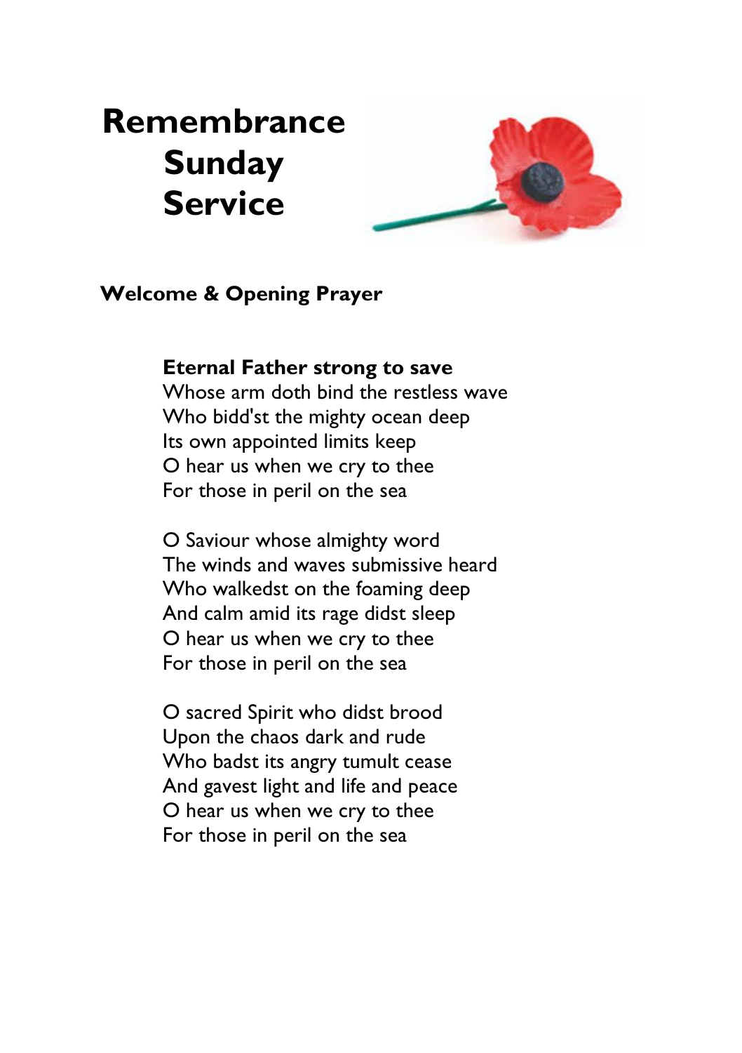# Remembrance Sunday Service

## Welcome & Opening Prayer

**Eternal Father strong to save**
Whose arm doth bind the restless wave
Who bidd'st the mighty ocean deep
Its own appointed limits keep
O hear us when we cry to thee
For those in peril on the sea

O Saviour whose almighty word
The winds and waves submissive heard
Who walkedst on the foaming deep
And calm amid its rage didst sleep
O hear us when we cry to thee
For those in peril on the sea

O sacred Spirit who didst brood
Upon the chaos dark and rude
Who badst its angry tumult cease
And gavest light and life and peace
O hear us when we cry to thee
For those in peril on the sea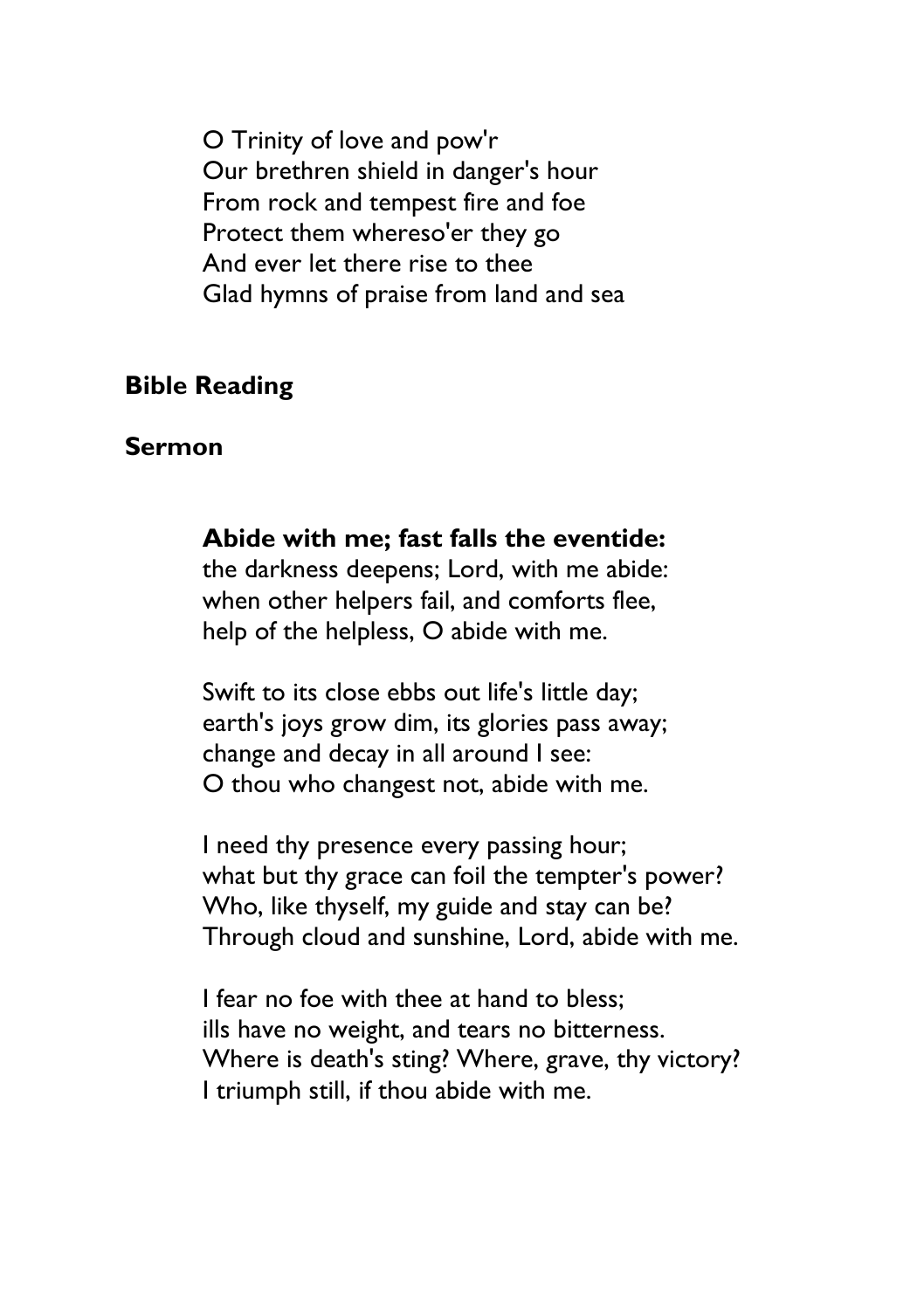O Trinity of love and pow'r
Our brethren shield in danger's hour
From rock and tempest fire and foe
Protect them whereso'er they go
And ever let there rise to thee
Glad hymns of praise from land and sea

**Bible Reading**

**Sermon**

**Abide with me; fast falls the eventide:**
the darkness deepens; Lord, with me abide:
when other helpers fail, and comforts flee,
help of the helpless, O abide with me.

Swift to its close ebbs out life's little day;
earth's joys grow dim, its glories pass away;
change and decay in all around I see:
O thou who changest not, abide with me.

I need thy presence every passing hour;
what but thy grace can foil the tempter's power?
Who, like thyself, my guide and stay can be?
Through cloud and sunshine, Lord, abide with me.

I fear no foe with thee at hand to bless;
ills have no weight, and tears no bitterness.
Where is death's sting? Where, grave, thy victory?
I triumph still, if thou abide with me.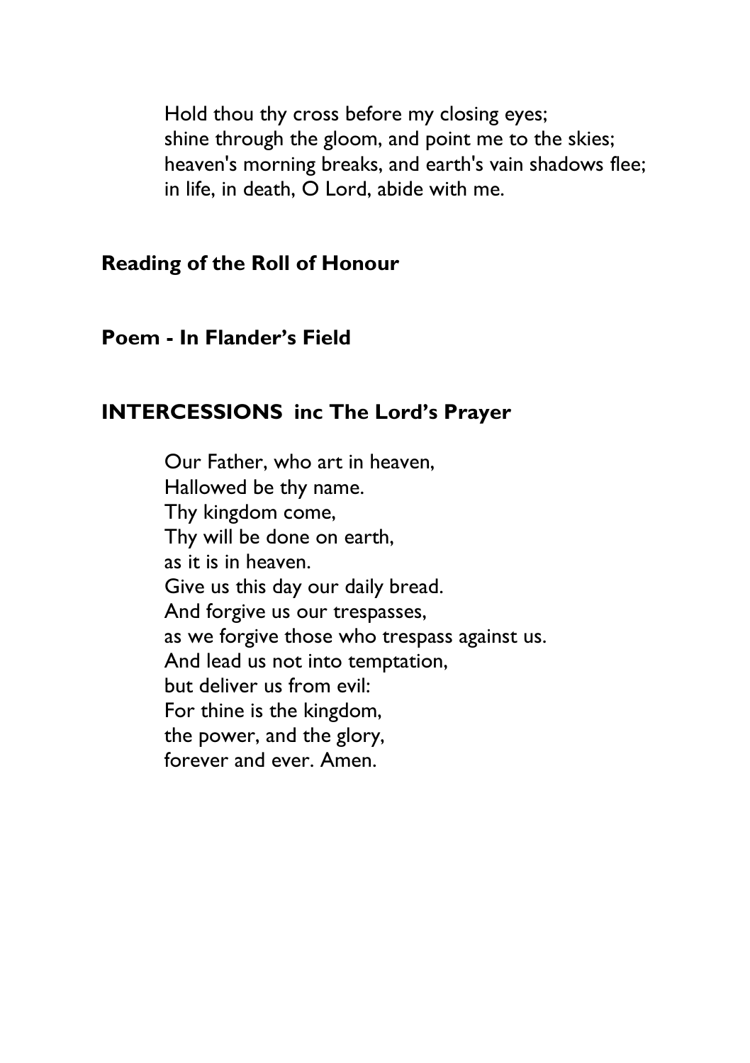Hold thou thy cross before my closing eyes;
shine through the gloom, and point me to the skies;
heaven's morning breaks, and earth's vain shadows flee;
in life, in death, O Lord, abide with me.

**Reading of the Roll of Honour**

**Poem - In Flander's Field**

**INTERCESSIONS inc The Lord's Prayer**

Our Father, who art in heaven,
Hallowed be thy name.
Thy kingdom come,
Thy will be done on earth,
as it is in heaven.
Give us this day our daily bread.
And forgive us our trespasses,
as we forgive those who trespass against us.
And lead us not into temptation,
but deliver us from evil:
For thine is the kingdom,
the power, and the glory,
forever and ever. Amen.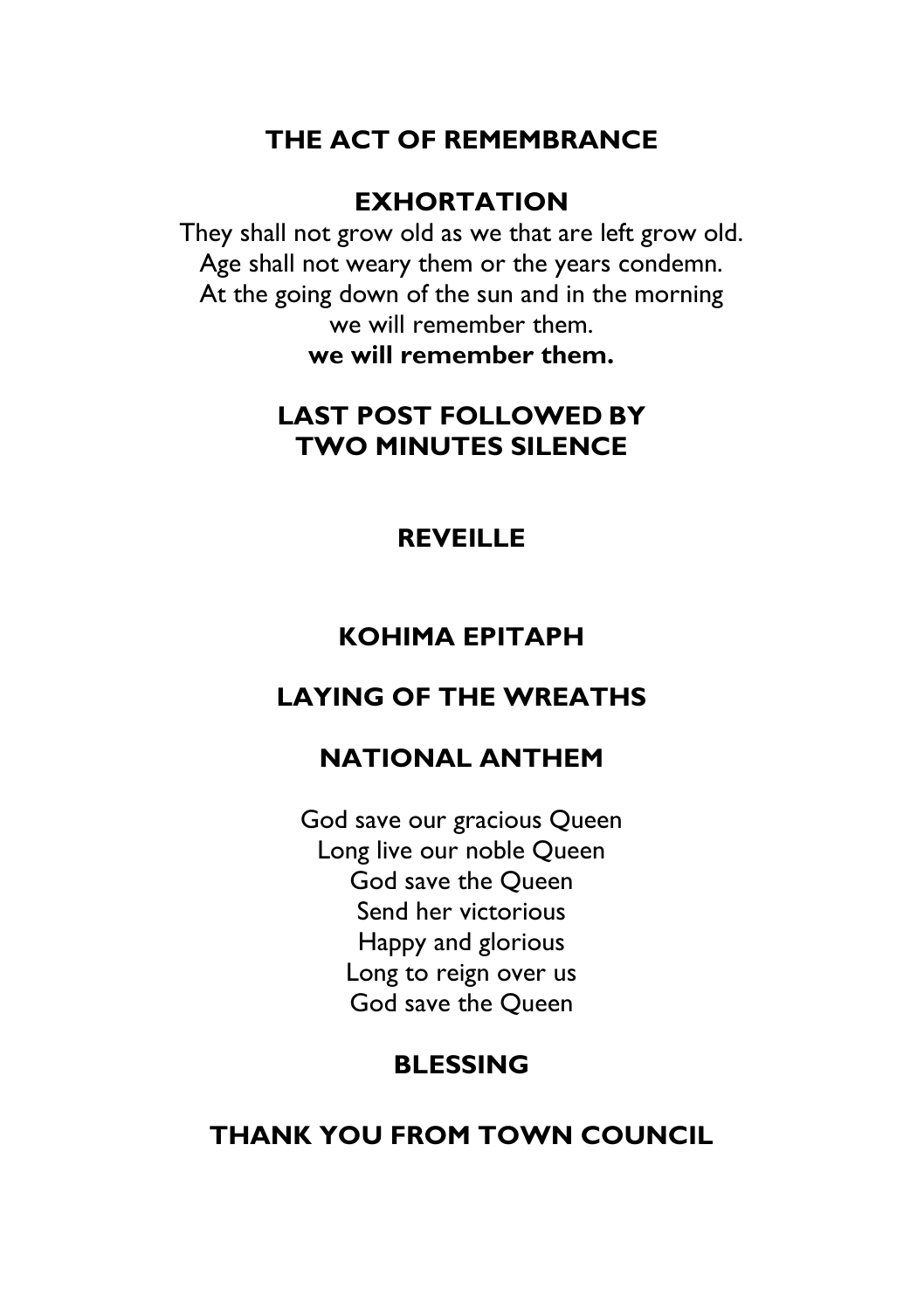## THE ACT OF REMEMBRANCE

### EXHORTATION

They shall not grow old as we that are left grow old.
Age shall not weary them or the years condemn.
At the going down of the sun and in the morning
we will remember them.
**we will remember them.**

### LAST POST FOLLOWED BY TWO MINUTES SILENCE

### REVEILLE

### KOHIMA EPITAPH

### LAYING OF THE WREATHS

### NATIONAL ANTHEM

God save our gracious Queen
Long live our noble Queen
God save the Queen
Send her victorious
Happy and glorious
Long to reign over us
God save the Queen

### BLESSING

### THANK YOU FROM TOWN COUNCIL